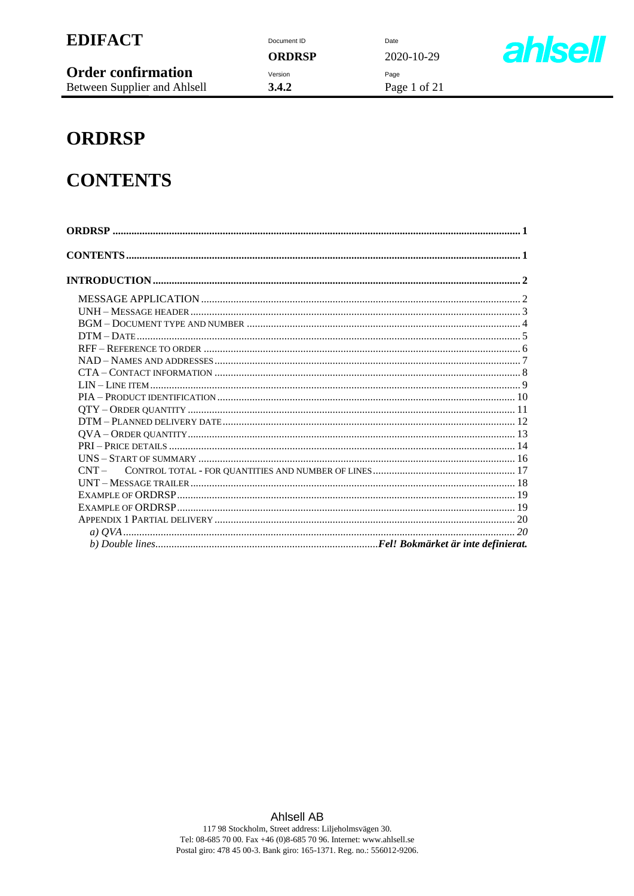# ORDRSP

# CONTENTS

**ORDRSP** ..................................................... **1**

**CONTENTS** ..................................................... **1**

**INTRODUCTION** ..................................................... **2**

- MESSAGE APPLICATION ..................................................... 2
- UNH – MESSAGE HEADER ..................................................... 3
- BGM – DOCUMENT TYPE AND NUMBER ..................................................... 4
- DTM – DATE ..................................................... 5
- RFF – REFERENCE TO ORDER ..................................................... 6
- NAD – NAMES AND ADDRESSES ..................................................... 7
- CTA – CONTACT INFORMATION ..................................................... 8
- LIN – LINE ITEM ..................................................... 9
- PIA – PRODUCT IDENTIFICATION ..................................................... 10
- QTY – ORDER QUANTITY ..................................................... 11
- DTM – PLANNED DELIVERY DATE ..................................................... 12
- QVA – ORDER QUANTITY ..................................................... 13
- PRI – PRICE DETAILS ..................................................... 14
- UNS – START OF SUMMARY ..................................................... 16
- CNT – CONTROL TOTAL - FOR QUANTITIES AND NUMBER OF LINES ..................................................... 17
- UNT – MESSAGE TRAILER ..................................................... 18
- EXAMPLE OF ORDRSP ..................................................... 19
- EXAMPLE OF ORDRSP ..................................................... 19
- APPENDIX 1 PARTIAL DELIVERY ..................................................... 20
  - *a) QVA* ..................................................... *20*
  - *b) Double lines* ..................................................... ***Fel! Bokmärket är inte definierat.***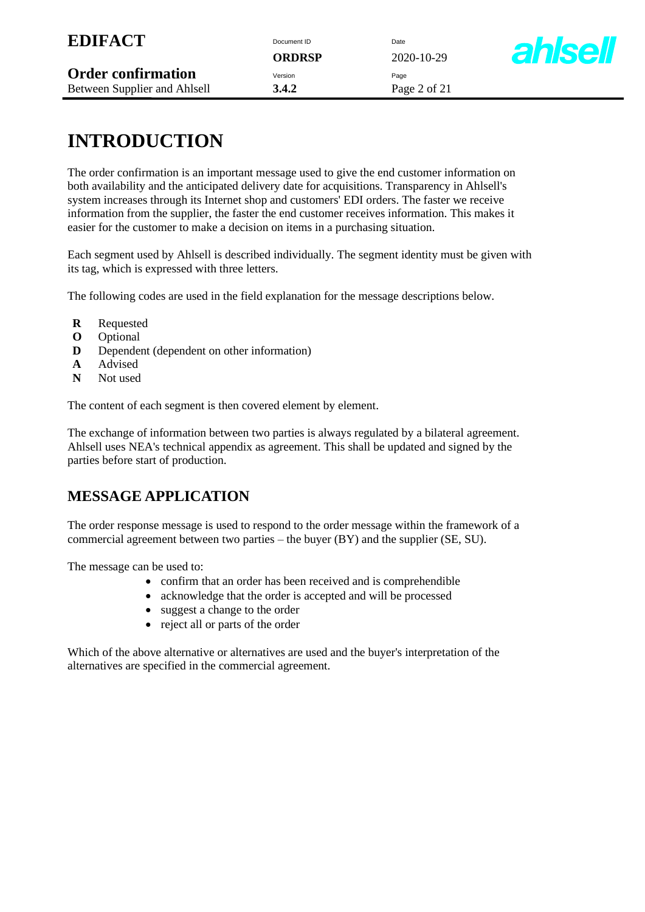# INTRODUCTION

The order confirmation is an important message used to give the end customer information on both availability and the anticipated delivery date for acquisitions. Transparency in Ahlsell's system increases through its Internet shop and customers' EDI orders. The faster we receive information from the supplier, the faster the end customer receives information. This makes it easier for the customer to make a decision on items in a purchasing situation.

Each segment used by Ahlsell is described individually. The segment identity must be given with its tag, which is expressed with three letters.

The following codes are used in the field explanation for the message descriptions below.

**R** Requested
**O** Optional
**D** Dependent (dependent on other information)
**A** Advised
**N** Not used

The content of each segment is then covered element by element.

The exchange of information between two parties is always regulated by a bilateral agreement. Ahlsell uses NEA's technical appendix as agreement. This shall be updated and signed by the parties before start of production.

## MESSAGE APPLICATION

The order response message is used to respond to the order message within the framework of a commercial agreement between two parties – the buyer (BY) and the supplier (SE, SU).

The message can be used to:

- confirm that an order has been received and is comprehendible
- acknowledge that the order is accepted and will be processed
- suggest a change to the order
- reject all or parts of the order

Which of the above alternative or alternatives are used and the buyer's interpretation of the alternatives are specified in the commercial agreement.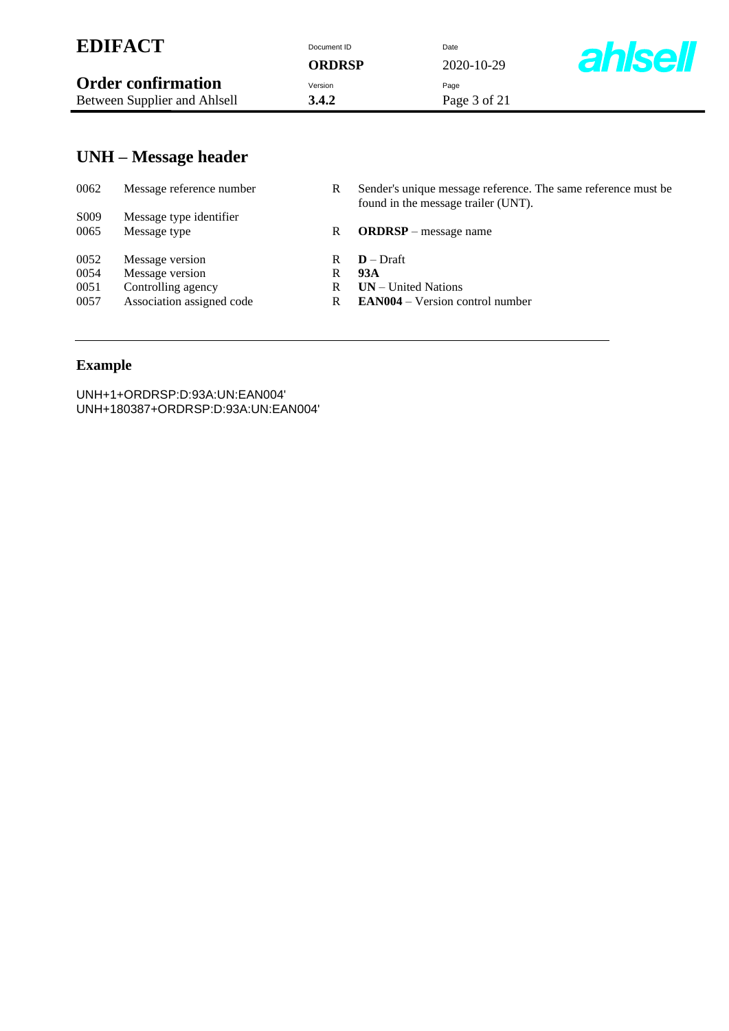## UNH – Message header

| | | | |
|---|---|---|---|
| 0062 | Message reference number | R | Sender's unique message reference. The same reference must be found in the message trailer (UNT). |
| S009 | Message type identifier | | |
| 0065 | Message type | R | **ORDRSP** – message name |
| 0052 | Message version | R | **D** – Draft |
| 0054 | Message version | R | **93A** |
| 0051 | Controlling agency | R | **UN** – United Nations |
| 0057 | Association assigned code | R | **EAN004** – Version control number |

### Example

```
UNH+1+ORDRSP:D:93A:UN:EAN004'
UNH+180387+ORDRSP:D:93A:UN:EAN004'
```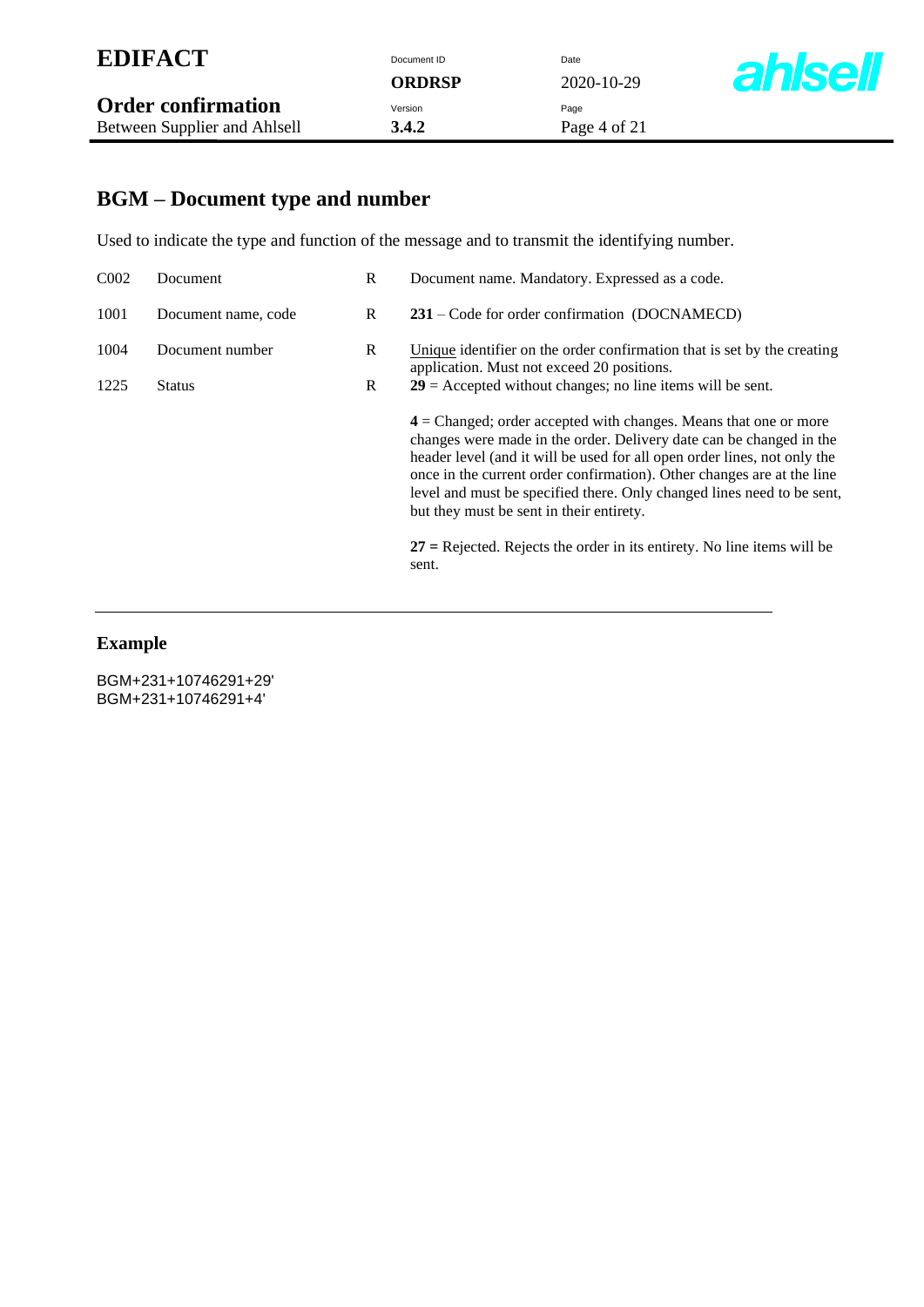## BGM – Document type and number

Used to indicate the type and function of the message and to transmit the identifying number.

| | | | |
|---|---|---|---|
| C002 | Document | R | Document name. Mandatory. Expressed as a code. |
| 1001 | Document name, code | R | **231** – Code for order confirmation (DOCNAMECD) |
| 1004 | Document number | R | Unique identifier on the order confirmation that is set by the creating application. Must not exceed 20 positions. |
| 1225 | Status | R | **29** = Accepted without changes; no line items will be sent.<br><br>**4** = Changed; order accepted with changes. Means that one or more changes were made in the order. Delivery date can be changed in the header level (and it will be used for all open order lines, not only the once in the current order confirmation). Other changes are at the line level and must be specified there. Only changed lines need to be sent, but they must be sent in their entirety.<br><br>**27 =** Rejected. Rejects the order in its entirety. No line items will be sent. |

### Example

```
BGM+231+10746291+29'
BGM+231+10746291+4'
```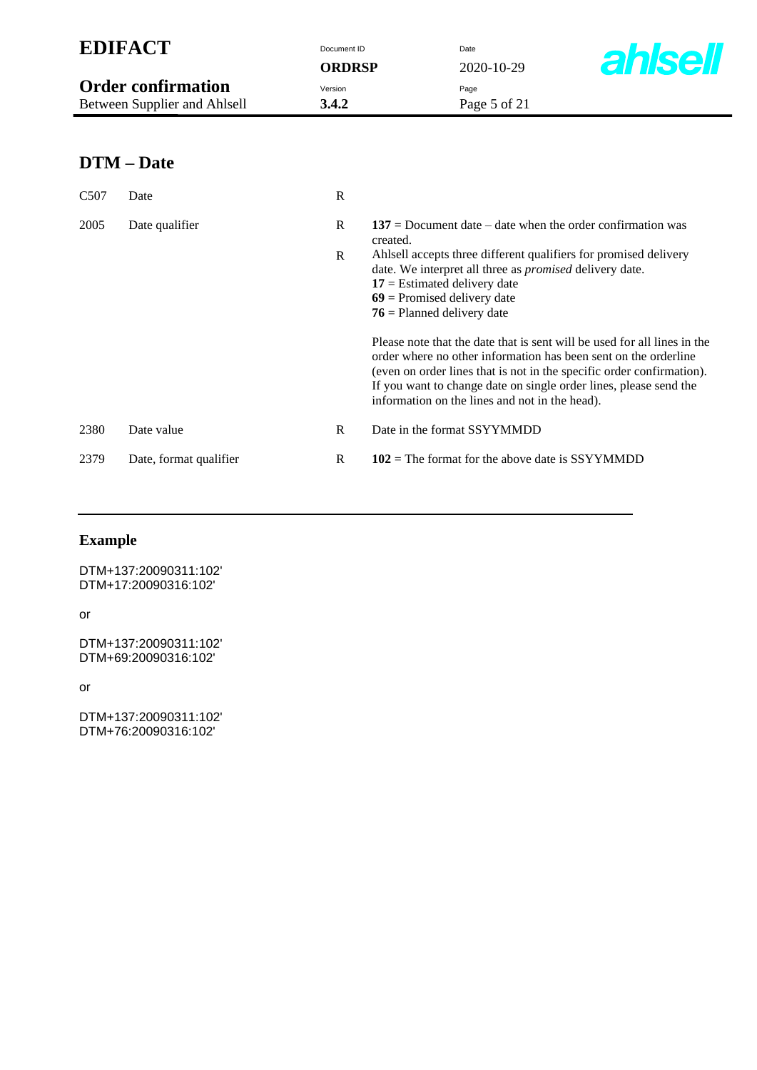## DTM – Date

| | | | |
|---|---|---|---|
| C507 | Date | R | |
| 2005 | Date qualifier | R | **137** = Document date – date when the order confirmation was created. |
| | | R | Ahlsell accepts three different qualifiers for promised delivery date. We interpret all three as *promised* delivery date.<br>**17** = Estimated delivery date<br>**69** = Promised delivery date<br>**76** = Planned delivery date<br><br>Please note that the date that is sent will be used for all lines in the order where no other information has been sent on the orderline (even on order lines that is not in the specific order confirmation). If you want to change date on single order lines, please send the information on the lines and not in the head). |
| 2380 | Date value | R | Date in the format SSYYMMDD |
| 2379 | Date, format qualifier | R | **102** = The format for the above date is SSYYMMDD |

### Example

```
DTM+137:20090311:102'
DTM+17:20090316:102'
```

or

```
DTM+137:20090311:102'
DTM+69:20090316:102'
```

or

```
DTM+137:20090311:102'
DTM+76:20090316:102'
```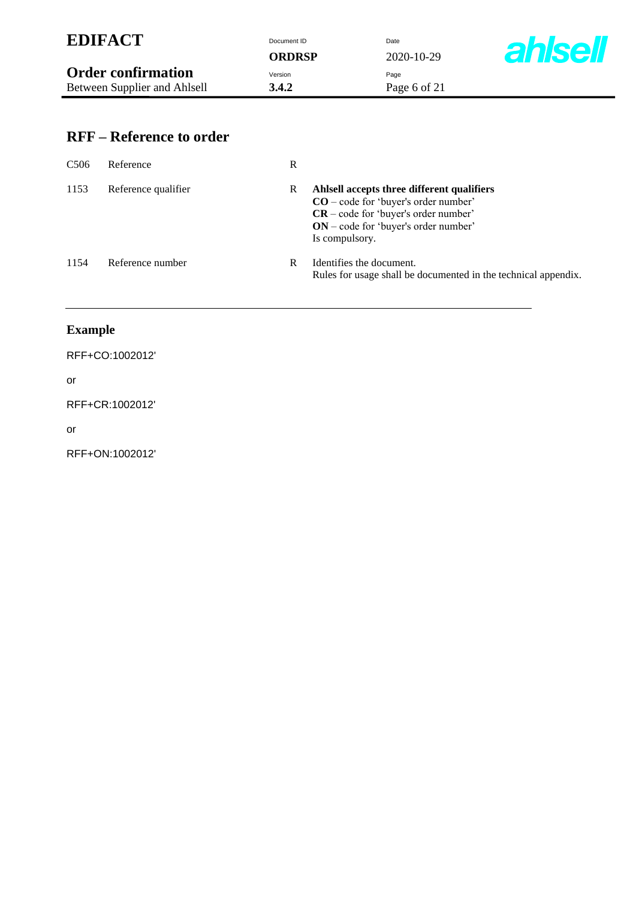## RFF – Reference to order

| | | | |
|---|---|---|---|
| C506 | Reference | R | |
| 1153 | Reference qualifier | R | **Ahlsell accepts three different qualifiers**<br>**CO** – code for 'buyer's order number'<br>**CR** – code for 'buyer's order number'<br>**ON** – code for 'buyer's order number'<br>Is compulsory. |
| 1154 | Reference number | R | Identifies the document.<br>Rules for usage shall be documented in the technical appendix. |

---

### Example

RFF+CO:1002012'

or

RFF+CR:1002012'

or

RFF+ON:1002012'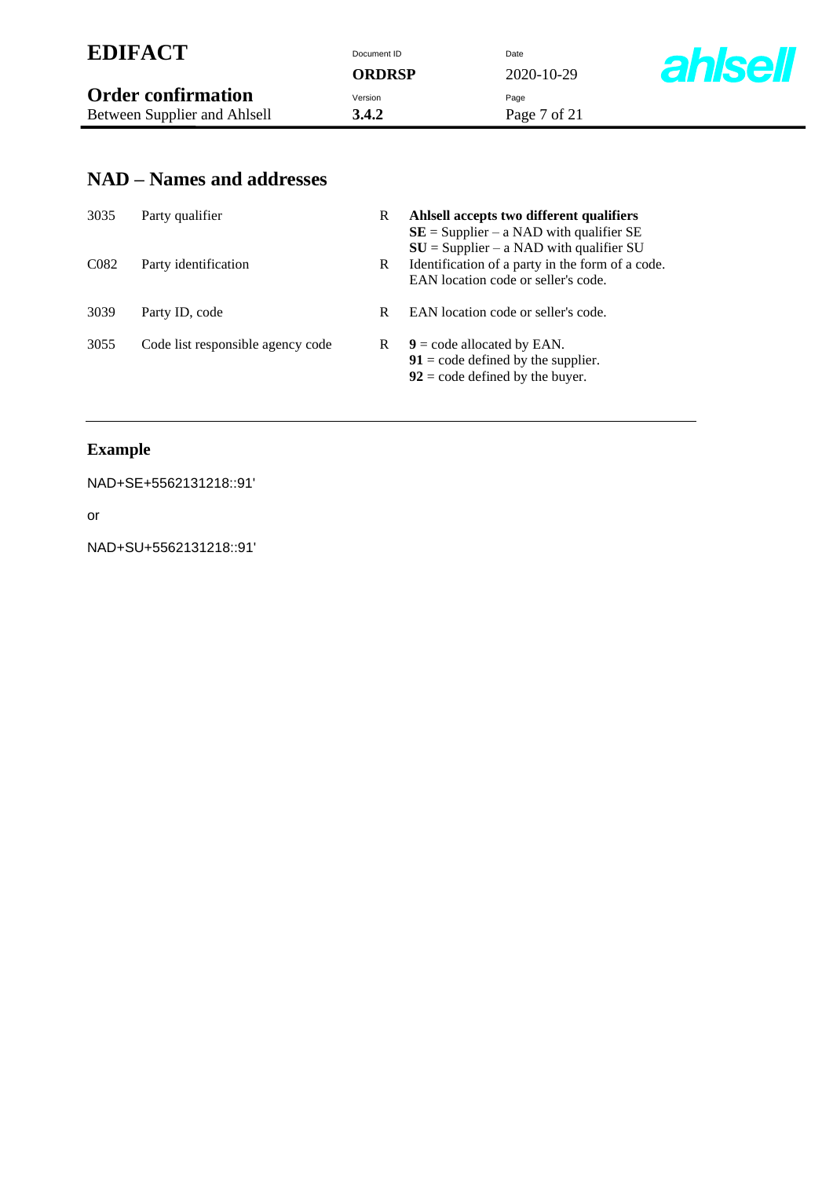## NAD – Names and addresses

| | | | |
|---|---|---|---|
| 3035 | Party qualifier | R | **Ahlsell accepts two different qualifiers**<br>**SE** = Supplier – a NAD with qualifier SE<br>**SU** = Supplier – a NAD with qualifier SU |
| C082 | Party identification | R | Identification of a party in the form of a code.<br>EAN location code or seller's code. |
| 3039 | Party ID, code | R | EAN location code or seller's code. |
| 3055 | Code list responsible agency code | R | **9** = code allocated by EAN.<br>**91** = code defined by the supplier.<br>**92** = code defined by the buyer. |

---

### Example

NAD+SE+5562131218::91'

or

NAD+SU+5562131218::91'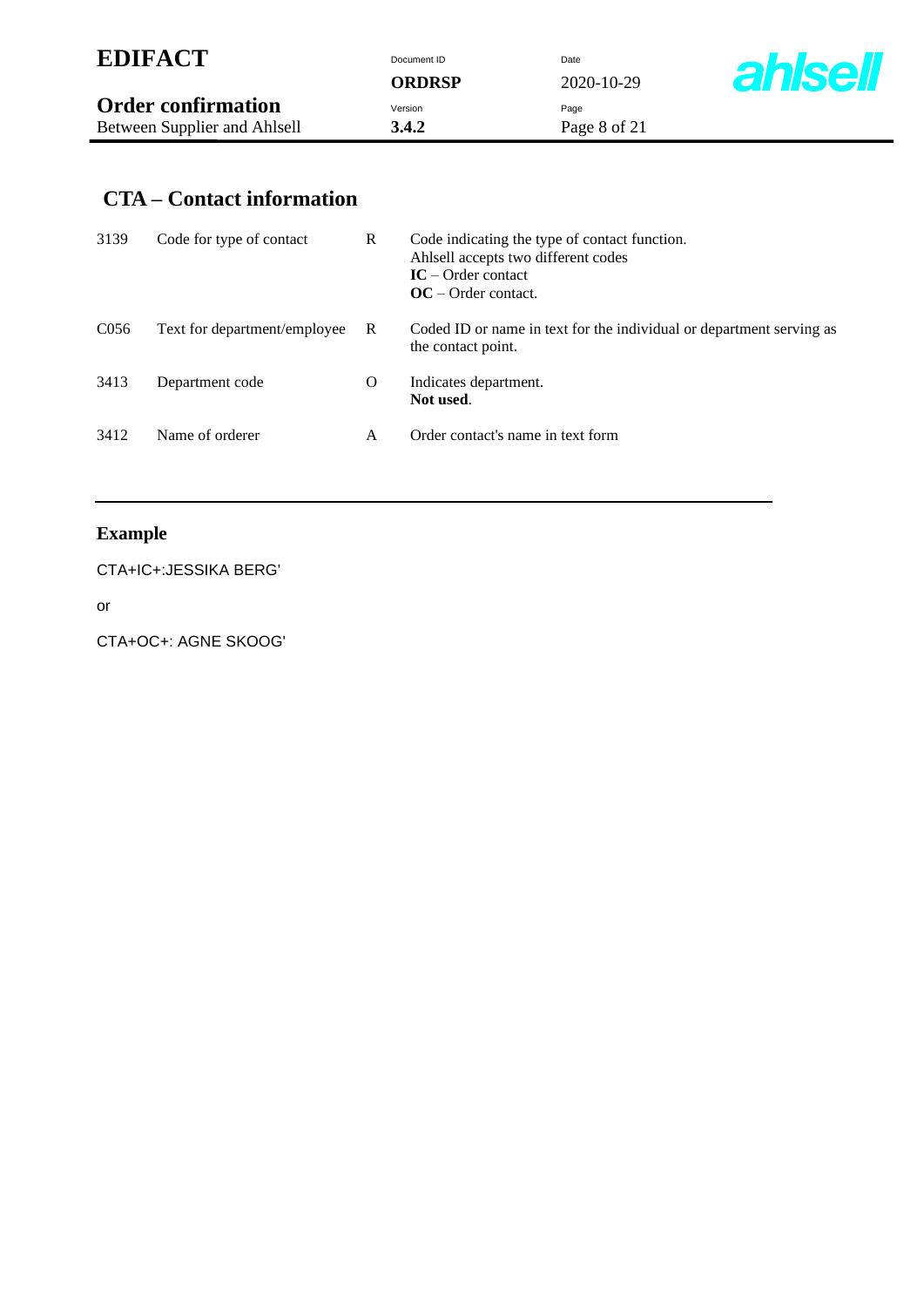## CTA – Contact information

| | | | |
|---|---|---|---|
| 3139 | Code for type of contact | R | Code indicating the type of contact function.<br>Ahlsell accepts two different codes<br>**IC** – Order contact<br>**OC** – Order contact. |
| C056 | Text for department/employee | R | Coded ID or name in text for the individual or department serving as the contact point. |
| 3413 | Department code | O | Indicates department.<br>**Not used**. |
| 3412 | Name of orderer | A | Order contact's name in text form |

---

### Example

```
CTA+IC+:JESSIKA BERG'
```

or

```
CTA+OC+: AGNE SKOOG'
```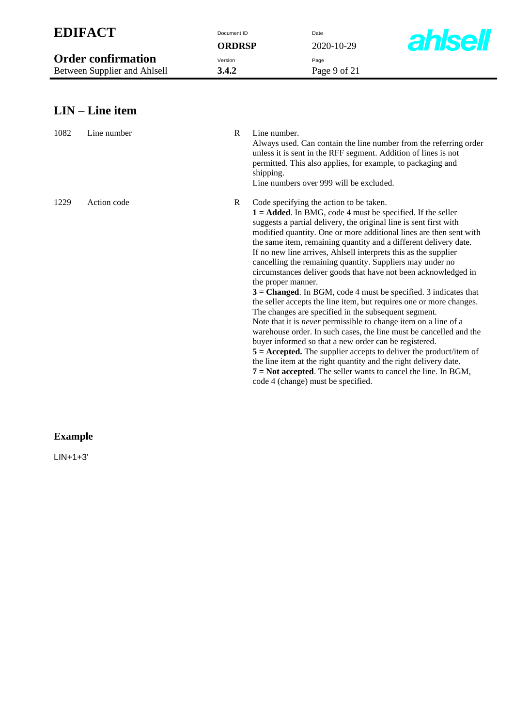## LIN – Line item

| | | | |
|---|---|---|---|
| 1082 | Line number | R | Line number.<br>Always used. Can contain the line number from the referring order unless it is sent in the RFF segment. Addition of lines is not permitted. This also applies, for example, to packaging and shipping.<br>Line numbers over 999 will be excluded. |
| 1229 | Action code | R | Code specifying the action to be taken.<br>**1 = Added**. In BMG, code 4 must be specified. If the seller suggests a partial delivery, the original line is sent first with modified quantity. One or more additional lines are then sent with the same item, remaining quantity and a different delivery date. If no new line arrives, Ahlsell interprets this as the supplier cancelling the remaining quantity. Suppliers may under no circumstances deliver goods that have not been acknowledged in the proper manner.<br>**3 = Changed**. In BGM, code 4 must be specified. 3 indicates that the seller accepts the line item, but requires one or more changes. The changes are specified in the subsequent segment.<br>Note that it is *never* permissible to change item on a line of a warehouse order. In such cases, the line must be cancelled and the buyer informed so that a new order can be registered.<br>**5 = Accepted.** The supplier accepts to deliver the product/item of the line item at the right quantity and the right delivery date.<br>**7 = Not accepted**. The seller wants to cancel the line. In BGM, code 4 (change) must be specified. |

---

### Example

```
LIN+1+3'
```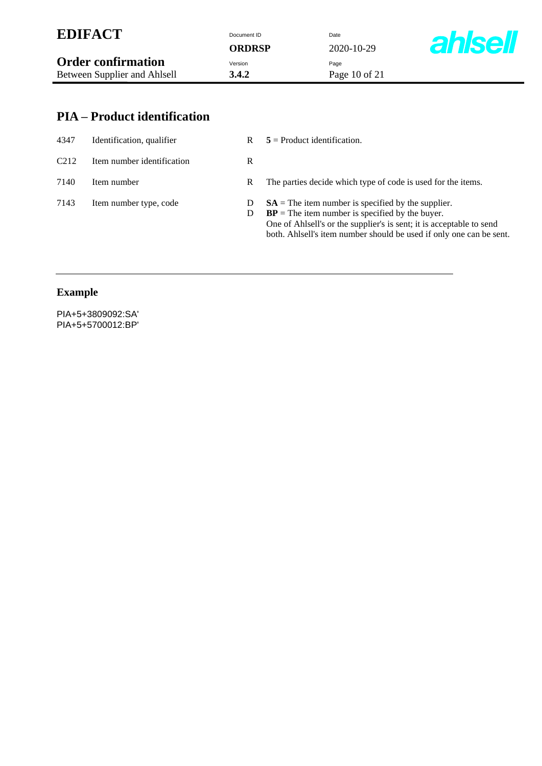## PIA – Product identification

| | | | |
|---|---|---|---|
| 4347 | Identification, qualifier | R | **5** = Product identification. |
| C212 | Item number identification | R | |
| 7140 | Item number | R | The parties decide which type of code is used for the items. |
| 7143 | Item number type, code | D<br>D | **SA** = The item number is specified by the supplier.<br>**BP** = The item number is specified by the buyer.<br>One of Ahlsell's or the supplier's is sent; it is acceptable to send both. Ahlsell's item number should be used if only one can be sent. |

---

### Example

```
PIA+5+3809092:SA'
PIA+5+5700012:BP'
```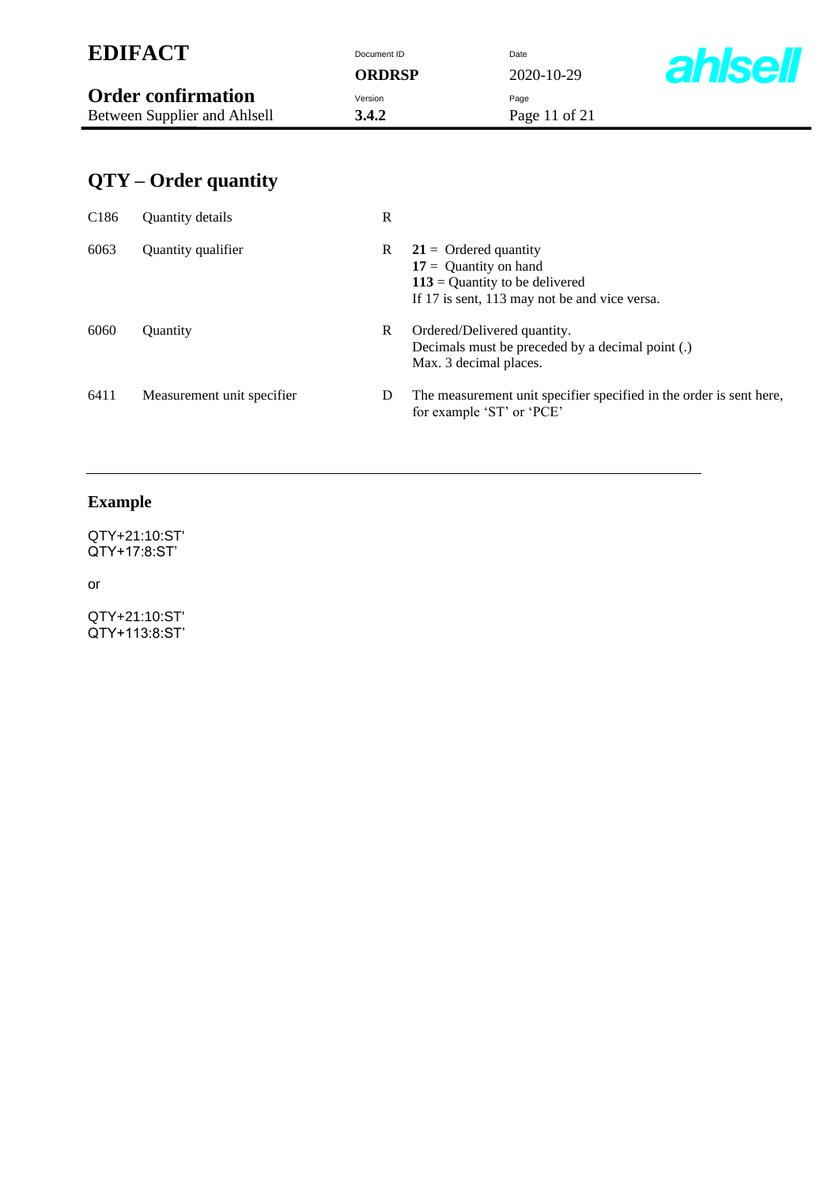## QTY – Order quantity

| | | | |
|---|---|---|---|
| C186 | Quantity details | R | |
| 6063 | Quantity qualifier | R | **21** = Ordered quantity<br>**17** = Quantity on hand<br>**113** = Quantity to be delivered<br>If 17 is sent, 113 may not be and vice versa. |
| 6060 | Quantity | R | Ordered/Delivered quantity.<br>Decimals must be preceded by a decimal point (.)<br>Max. 3 decimal places. |
| 6411 | Measurement unit specifier | D | The measurement unit specifier specified in the order is sent here, for example 'ST' or 'PCE' |

---

### Example

```
QTY+21:10:ST'
QTY+17:8:ST'
```

or

```
QTY+21:10:ST'
QTY+113:8:ST'
```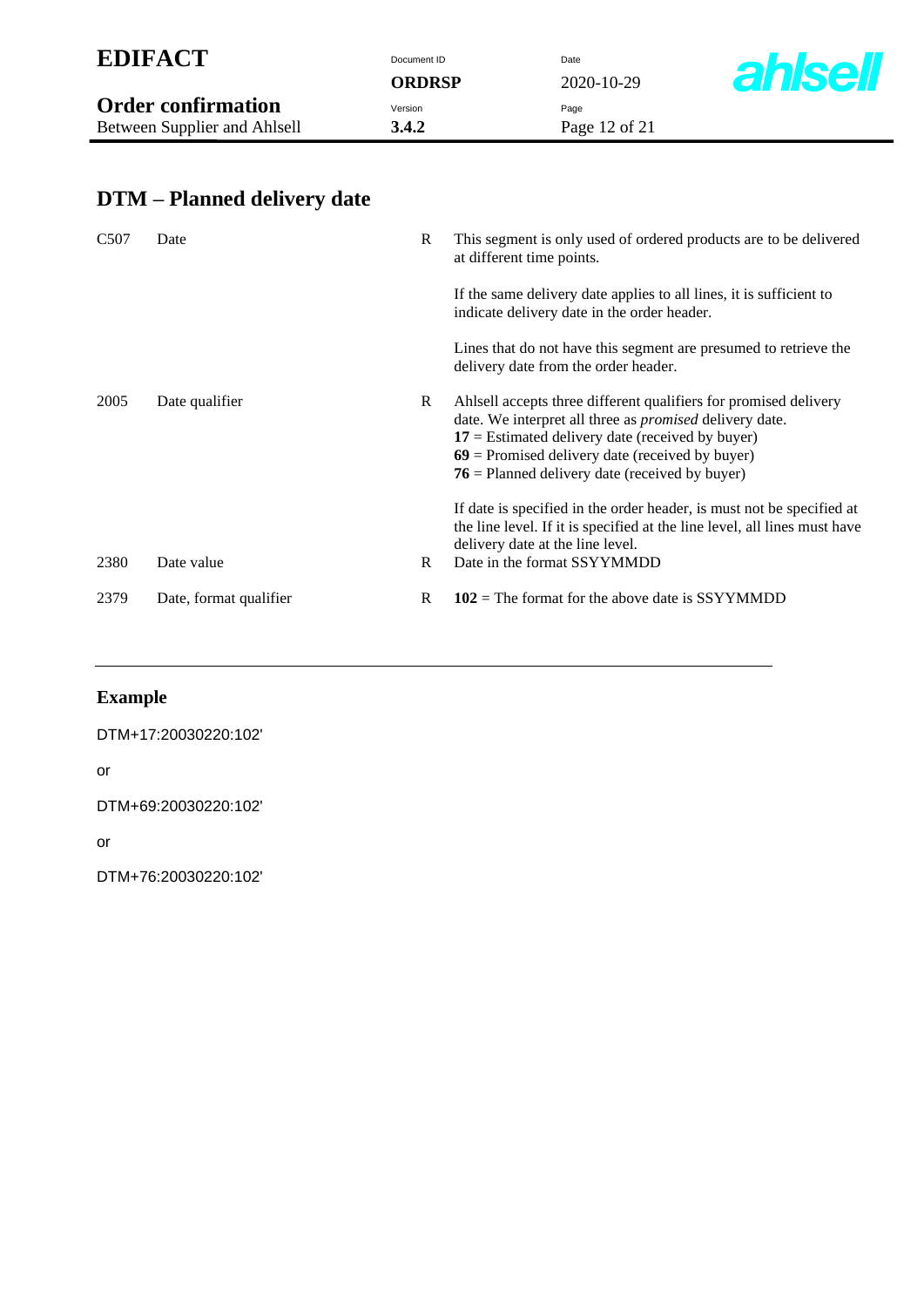## DTM – Planned delivery date

| | | | |
|---|---|---|---|
| C507 | Date | R | This segment is only used of ordered products are to be delivered at different time points.<br><br>If the same delivery date applies to all lines, it is sufficient to indicate delivery date in the order header.<br><br>Lines that do not have this segment are presumed to retrieve the delivery date from the order header. |
| 2005 | Date qualifier | R | Ahlsell accepts three different qualifiers for promised delivery date. We interpret all three as *promised* delivery date.<br>**17** = Estimated delivery date (received by buyer)<br>**69** = Promised delivery date (received by buyer)<br>**76** = Planned delivery date (received by buyer)<br><br>If date is specified in the order header, is must not be specified at the line level. If it is specified at the line level, all lines must have delivery date at the line level. |
| 2380 | Date value | R | Date in the format SSYYMMDD |
| 2379 | Date, format qualifier | R | **102** = The format for the above date is SSYYMMDD |

---

### Example

DTM+17:20030220:102'

or

DTM+69:20030220:102'

or

DTM+76:20030220:102'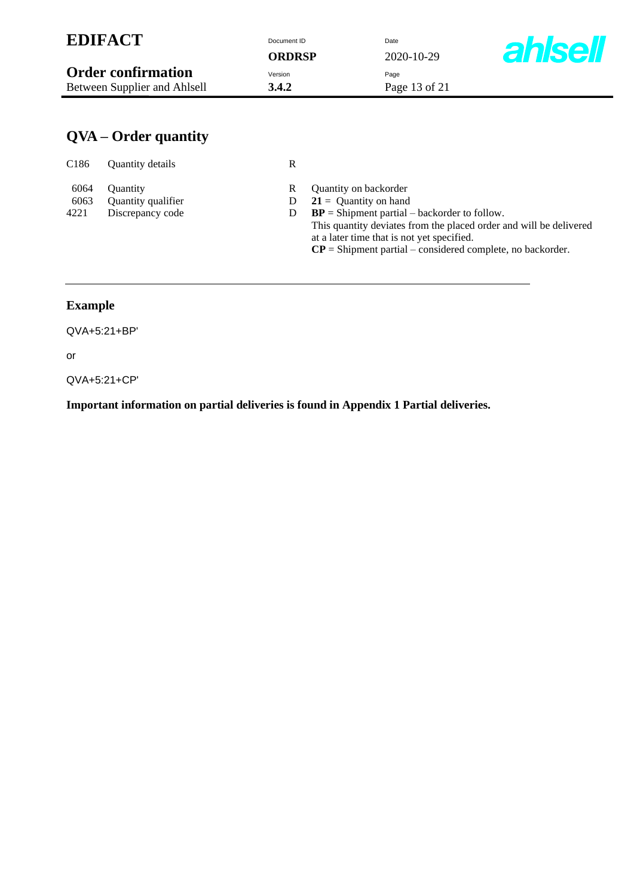## QVA – Order quantity

| | | | |
|---|---|---|---|
| C186 | Quantity details | R | |
| 6064 | Quantity | R | Quantity on backorder |
| 6063 | Quantity qualifier | D | **21** = Quantity on hand |
| 4221 | Discrepancy code | D | **BP** = Shipment partial – backorder to follow. This quantity deviates from the placed order and will be delivered at a later time that is not yet specified. **CP** = Shipment partial – considered complete, no backorder. |

---

### Example

```
QVA+5:21+BP'
```

or

```
QVA+5:21+CP'
```

**Important information on partial deliveries is found in Appendix 1 Partial deliveries.**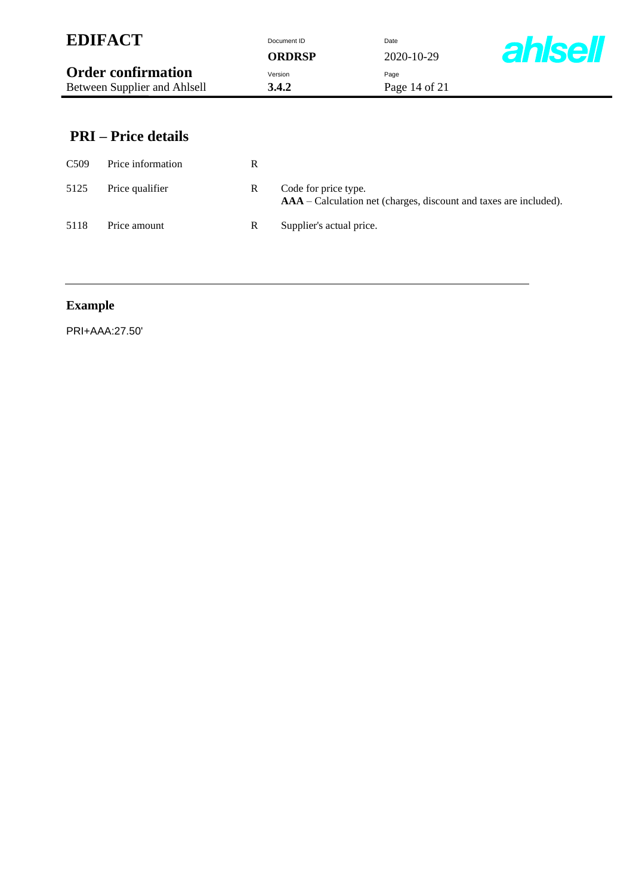## PRI – Price details

| | | | |
|---|---|---|---|
| C509 | Price information | R | |
| 5125 | Price qualifier | R | Code for price type.<br>**AAA** – Calculation net (charges, discount and taxes are included). |
| 5118 | Price amount | R | Supplier's actual price. |

---

### Example

```
PRI+AAA:27.50'
```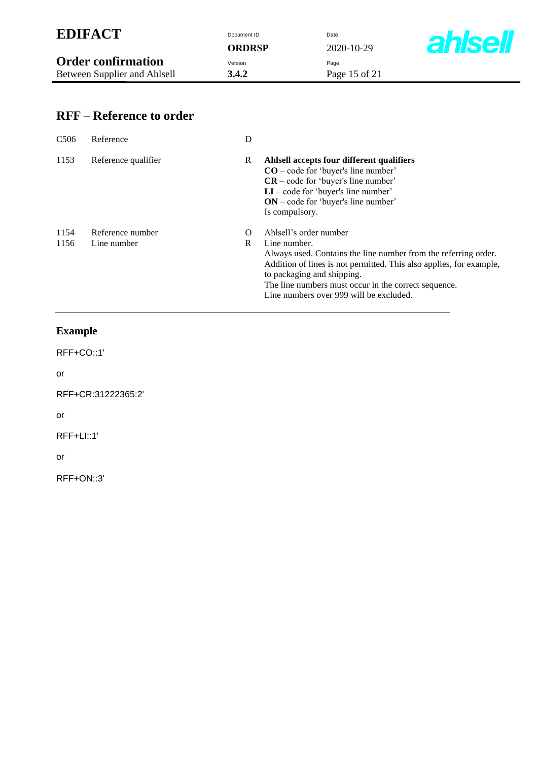## RFF – Reference to order

| | | | |
|---|---|---|---|
| C506 | Reference | D | |
| 1153 | Reference qualifier | R | **Ahlsell accepts four different qualifiers**<br>**CO** – code for 'buyer's line number'<br>**CR** – code for 'buyer's line number'<br>**LI** – code for 'buyer's line number'<br>**ON** – code for 'buyer's line number'<br>Is compulsory. |
| 1154 | Reference number | O | Ahlsell's order number |
| 1156 | Line number | R | Line number.<br>Always used. Contains the line number from the referring order. Addition of lines is not permitted. This also applies, for example, to packaging and shipping.<br>The line numbers must occur in the correct sequence.<br>Line numbers over 999 will be excluded. |

### Example

RFF+CO::1'

or

RFF+CR:31222365:2'

or

RFF+LI::1'

or

RFF+ON::3'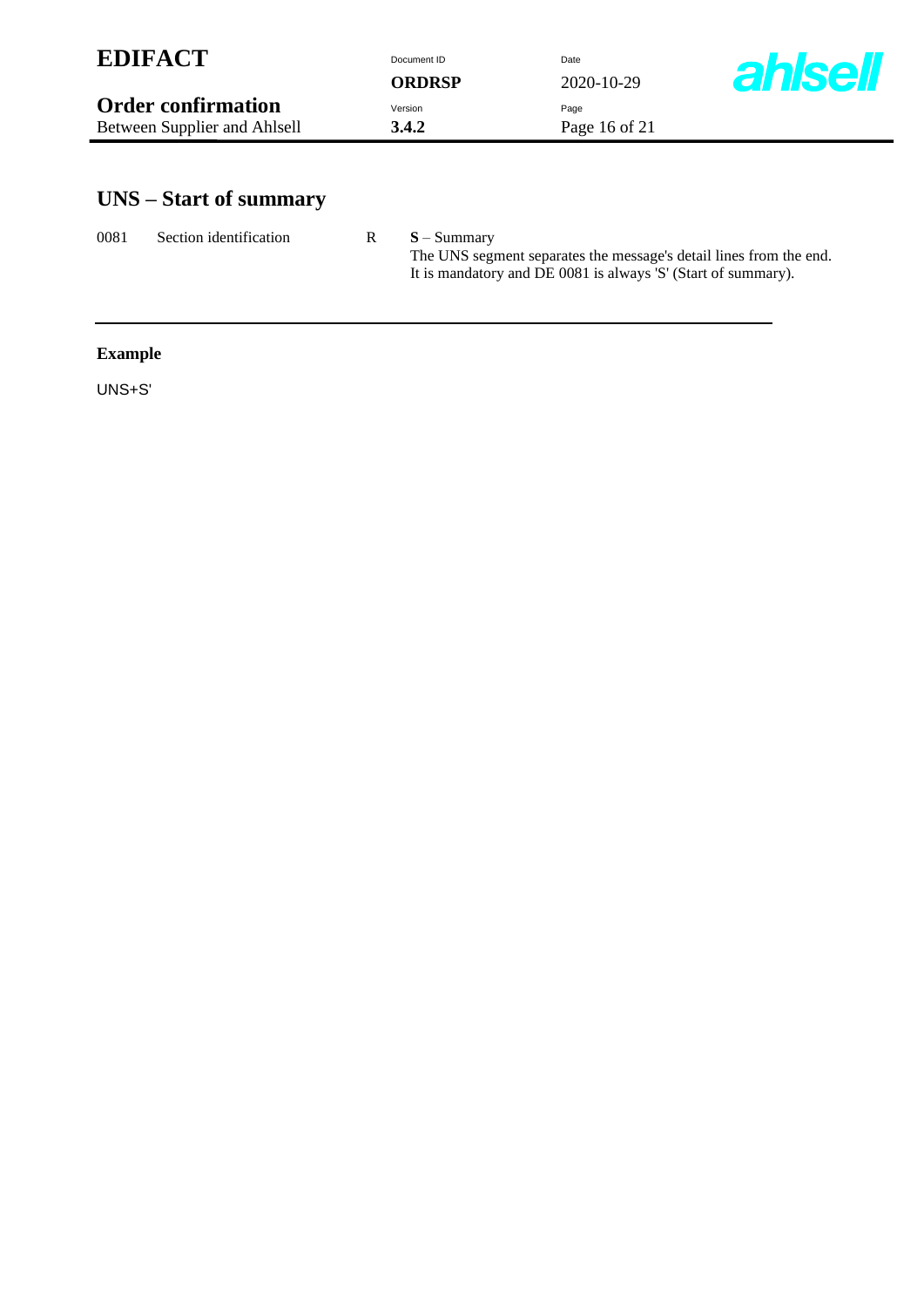## UNS – Start of summary

| | | | |
|---|---|---|---|
| 0081 | Section identification | R | **S** – Summary<br>The UNS segment separates the message's detail lines from the end.<br>It is mandatory and DE 0081 is always 'S' (Start of summary). |

---

**Example**

```
UNS+S'
```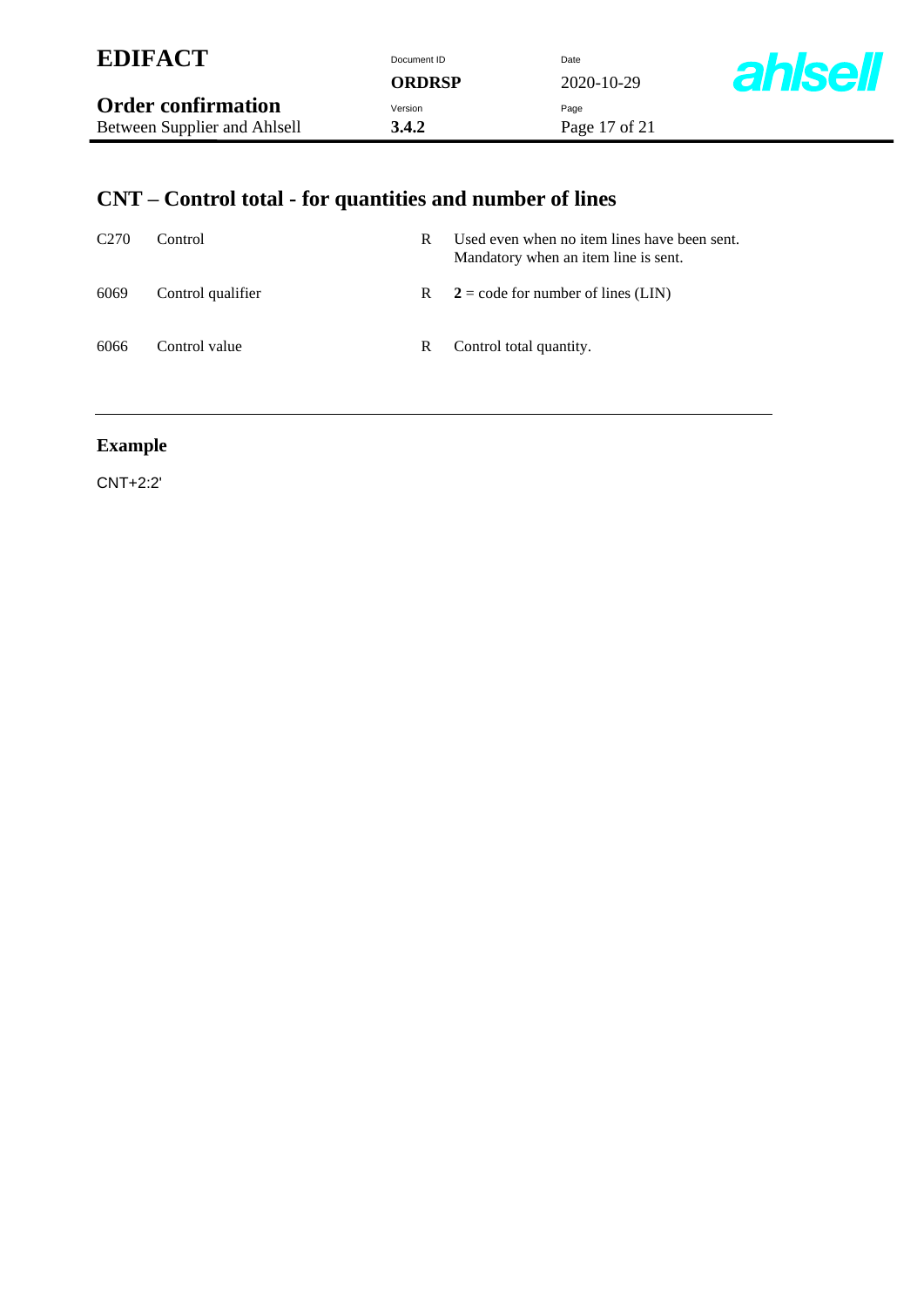## CNT – Control total - for quantities and number of lines

| | | | |
|---|---|---|---|
| C270 | Control | R | Used even when no item lines have been sent. Mandatory when an item line is sent. |
| 6069 | Control qualifier | R | **2** = code for number of lines (LIN) |
| 6066 | Control value | R | Control total quantity. |

### Example

```
CNT+2:2'
```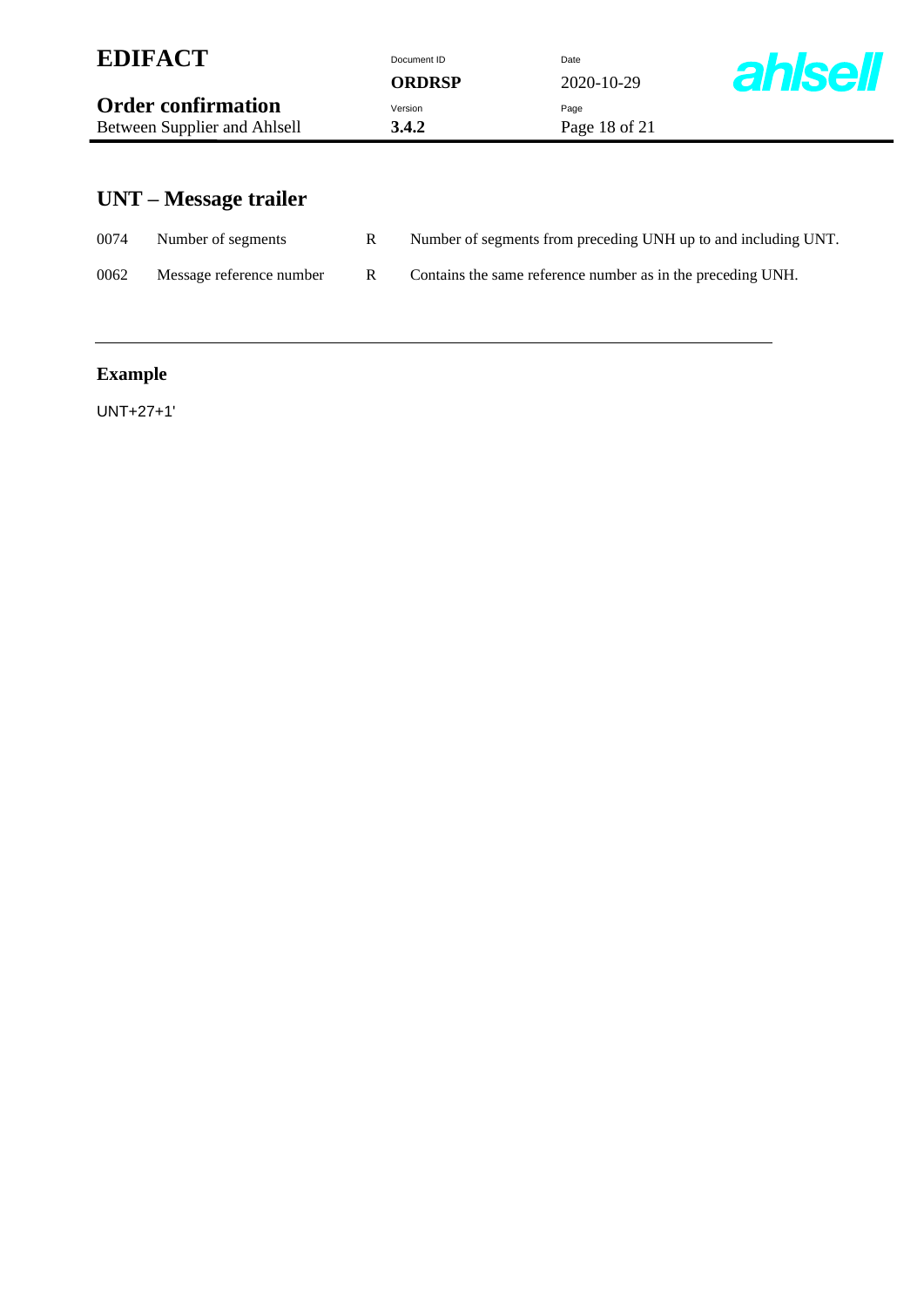## UNT – Message trailer

| | | | |
|---|---|---|---|
| 0074 | Number of segments | R | Number of segments from preceding UNH up to and including UNT. |
| 0062 | Message reference number | R | Contains the same reference number as in the preceding UNH. |

---

### Example

```
UNT+27+1'
```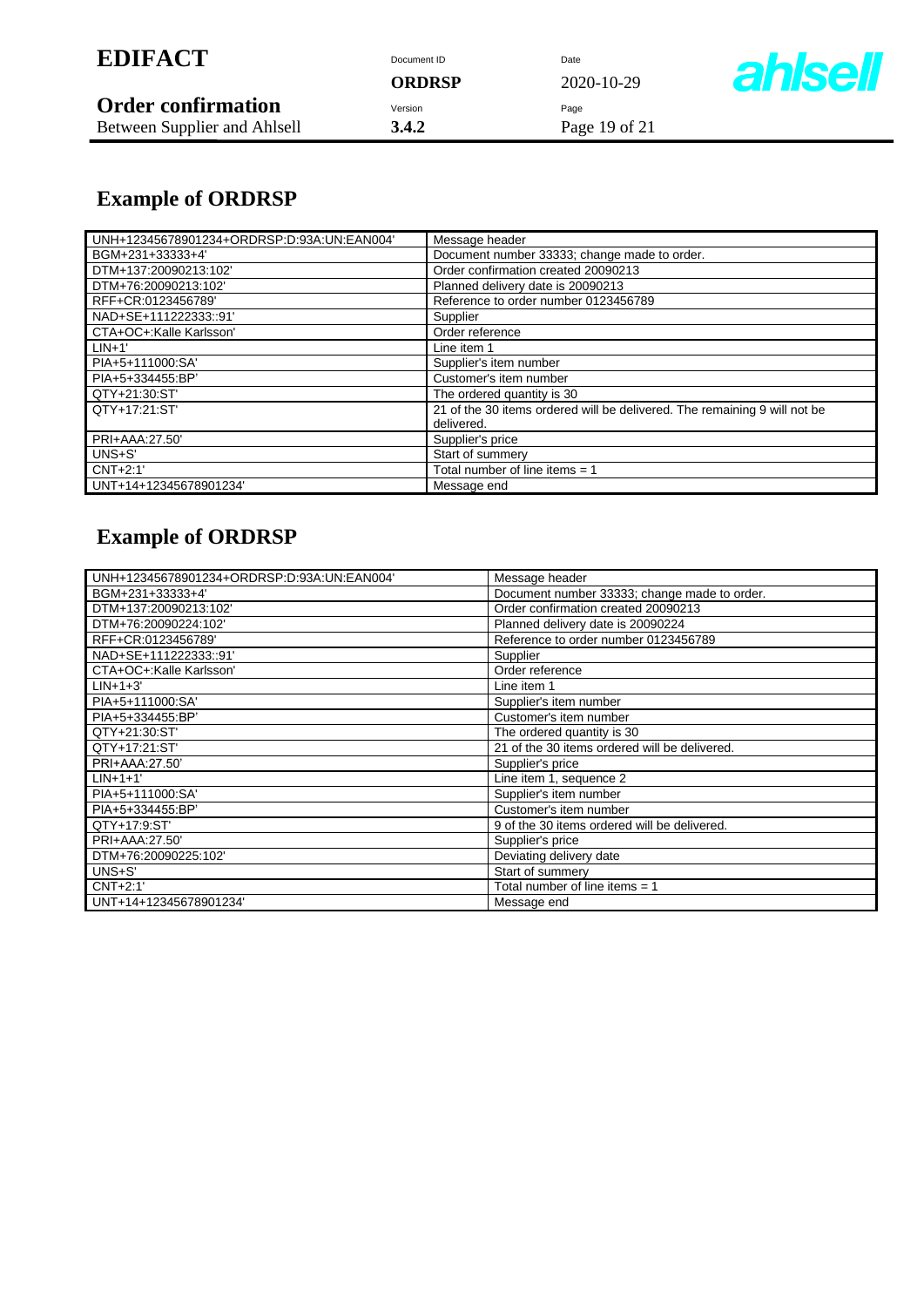## Example of ORDRSP

| | |
|---|---|
| UNH+12345678901234+ORDRSP:D:93A:UN:EAN004' | Message header |
| BGM+231+33333+4' | Document number 33333; change made to order. |
| DTM+137:20090213:102' | Order confirmation created 20090213 |
| DTM+76:20090213:102' | Planned delivery date is 20090213 |
| RFF+CR:0123456789' | Reference to order number 0123456789 |
| NAD+SE+111222333::91' | Supplier |
| CTA+OC+:Kalle Karlsson' | Order reference |
| LIN+1' | Line item 1 |
| PIA+5+111000:SA' | Supplier's item number |
| PIA+5+334455:BP' | Customer's item number |
| QTY+21:30:ST' | The ordered quantity is 30 |
| QTY+17:21:ST' | 21 of the 30 items ordered will be delivered. The remaining 9 will not be delivered. |
| PRI+AAA:27.50' | Supplier's price |
| UNS+S' | Start of summery |
| CNT+2:1' | Total number of line items = 1 |
| UNT+14+12345678901234' | Message end |

## Example of ORDRSP

| | |
|---|---|
| UNH+12345678901234+ORDRSP:D:93A:UN:EAN004' | Message header |
| BGM+231+33333+4' | Document number 33333; change made to order. |
| DTM+137:20090213:102' | Order confirmation created 20090213 |
| DTM+76:20090224:102' | Planned delivery date is 20090224 |
| RFF+CR:0123456789' | Reference to order number 0123456789 |
| NAD+SE+111222333::91' | Supplier |
| CTA+OC+:Kalle Karlsson' | Order reference |
| LIN+1+3' | Line item 1 |
| PIA+5+111000:SA' | Supplier's item number |
| PIA+5+334455:BP' | Customer's item number |
| QTY+21:30:ST' | The ordered quantity is 30 |
| QTY+17:21:ST' | 21 of the 30 items ordered will be delivered. |
| PRI+AAA:27.50' | Supplier's price |
| LIN+1+1' | Line item 1, sequence 2 |
| PIA+5+111000:SA' | Supplier's item number |
| PIA+5+334455:BP' | Customer's item number |
| QTY+17:9:ST' | 9 of the 30 items ordered will be delivered. |
| PRI+AAA:27.50' | Supplier's price |
| DTM+76:20090225:102' | Deviating delivery date |
| UNS+S' | Start of summery |
| CNT+2:1' | Total number of line items = 1 |
| UNT+14+12345678901234' | Message end |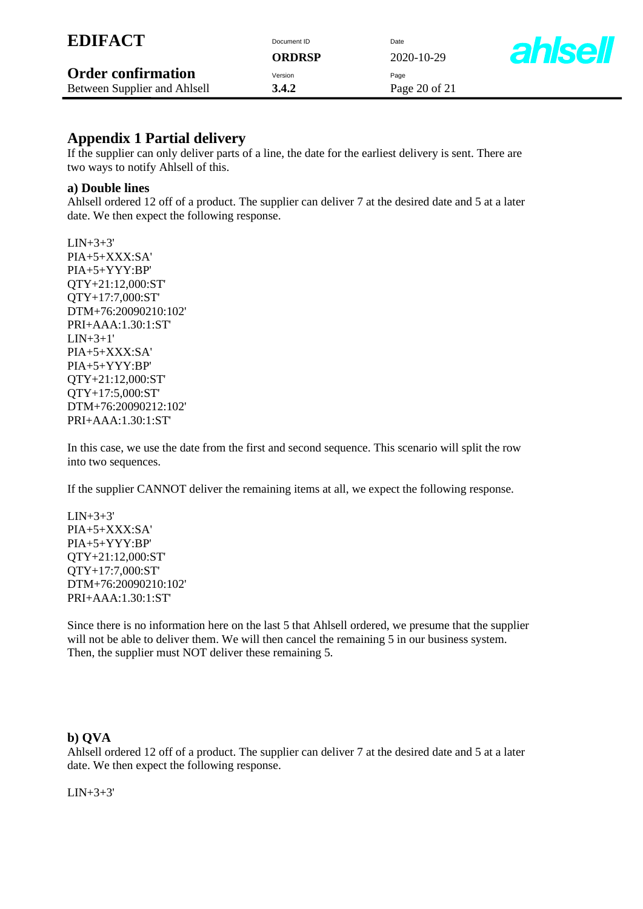# Appendix 1 Partial delivery

If the supplier can only deliver parts of a line, the date for the earliest delivery is sent. There are two ways to notify Ahlsell of this.

### a) Double lines

Ahlsell ordered 12 off of a product. The supplier can deliver 7 at the desired date and 5 at a later date. We then expect the following response.

```
LIN+3+3'
PIA+5+XXX:SA'
PIA+5+YYY:BP'
QTY+21:12,000:ST'
QTY+17:7,000:ST'
DTM+76:20090210:102'
PRI+AAA:1.30:1:ST'
LIN+3+1'
PIA+5+XXX:SA'
PIA+5+YYY:BP'
QTY+21:12,000:ST'
QTY+17:5,000:ST'
DTM+76:20090212:102'
PRI+AAA:1.30:1:ST'
```

In this case, we use the date from the first and second sequence. This scenario will split the row into two sequences.

If the supplier CANNOT deliver the remaining items at all, we expect the following response.

```
LIN+3+3'
PIA+5+XXX:SA'
PIA+5+YYY:BP'
QTY+21:12,000:ST'
QTY+17:7,000:ST'
DTM+76:20090210:102'
PRI+AAA:1.30:1:ST'
```

Since there is no information here on the last 5 that Ahlsell ordered, we presume that the supplier will not be able to deliver them. We will then cancel the remaining 5 in our business system. Then, the supplier must NOT deliver these remaining 5.

### b) QVA

Ahlsell ordered 12 off of a product. The supplier can deliver 7 at the desired date and 5 at a later date. We then expect the following response.

```
LIN+3+3'
```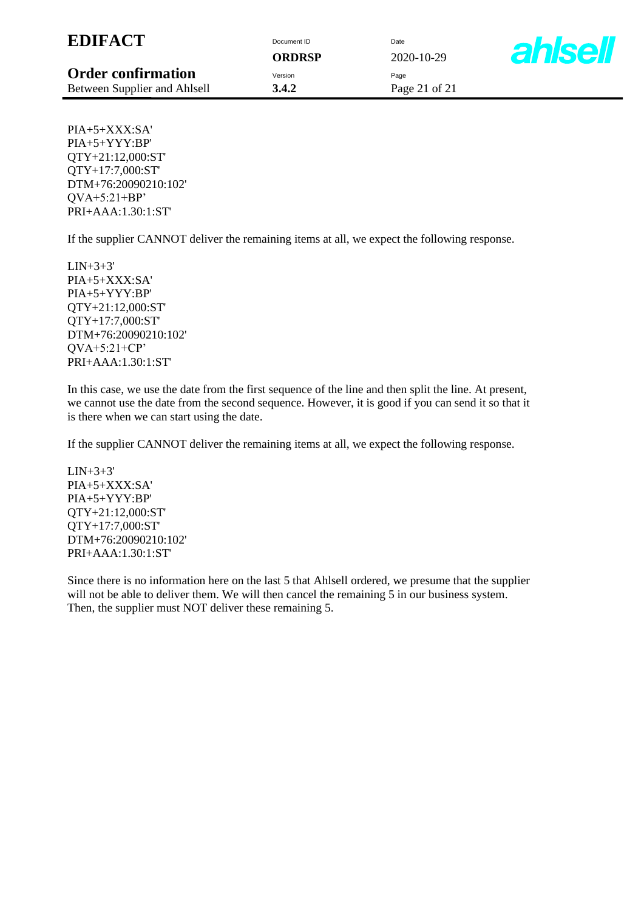```
PIA+5+XXX:SA'
PIA+5+YYY:BP'
QTY+21:12,000:ST'
QTY+17:7,000:ST'
DTM+76:20090210:102'
QVA+5:21+BP'
PRI+AAA:1.30:1:ST'
```

If the supplier CANNOT deliver the remaining items at all, we expect the following response.

```
LIN+3+3'
PIA+5+XXX:SA'
PIA+5+YYY:BP'
QTY+21:12,000:ST'
QTY+17:7,000:ST'
DTM+76:20090210:102'
QVA+5:21+CP'
PRI+AAA:1.30:1:ST'
```

In this case, we use the date from the first sequence of the line and then split the line. At present, we cannot use the date from the second sequence. However, it is good if you can send it so that it is there when we can start using the date.

If the supplier CANNOT deliver the remaining items at all, we expect the following response.

```
LIN+3+3'
PIA+5+XXX:SA'
PIA+5+YYY:BP'
QTY+21:12,000:ST'
QTY+17:7,000:ST'
DTM+76:20090210:102'
PRI+AAA:1.30:1:ST'
```

Since there is no information here on the last 5 that Ahlsell ordered, we presume that the supplier will not be able to deliver them. We will then cancel the remaining 5 in our business system. Then, the supplier must NOT deliver these remaining 5.